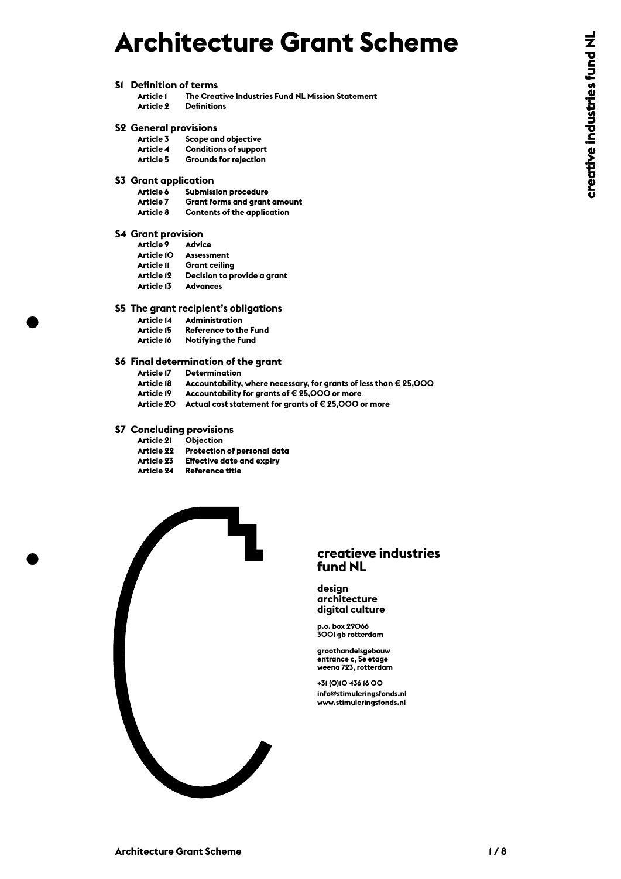# Architecture Grant Scheme

**S1 Definition of terms**
- **Article 1** The Creative Industries Fund NL Mission Statement
- **Article 2** Definitions

**S2 General provisions**
- **Article 3** Scope and objective
- **Article 4** Conditions of support
- **Article 5** Grounds for rejection

**S3 Grant application**
- **Article 6** Submission procedure
- **Article 7** Grant forms and grant amount
- **Article 8** Contents of the application

**S4 Grant provision**
- **Article 9** Advice
- **Article 10** Assessment
- **Article 11** Grant ceiling
- **Article 12** Decision to provide a grant
- **Article 13** Advances

**S5 The grant recipient's obligations**
- **Article 14** Administration
- **Article 15** Reference to the Fund
- **Article 16** Notifying the Fund

**S6 Final determination of the grant**
- **Article 17** Determination
- **Article 18** Accountability, where necessary, for grants of less than € 25,000
- **Article 19** Accountability for grants of € 25,000 or more
- **Article 20** Actual cost statement for grants of € 25,000 or more

**S7 Concluding provisions**
- **Article 21** Objection
- **Article 22** Protection of personal data
- **Article 23** Effective date and expiry
- **Article 24** Reference title

**creatieve industries fund NL**

**design**
**architecture**
**digital culture**

p.o. box 29066
3001 gb rotterdam

groothandelsgebouw
entrance c, 5e etage
weena 723, rotterdam

+31 (0)10 436 16 00
info@stimuleringsfonds.nl
www.stimuleringsfonds.nl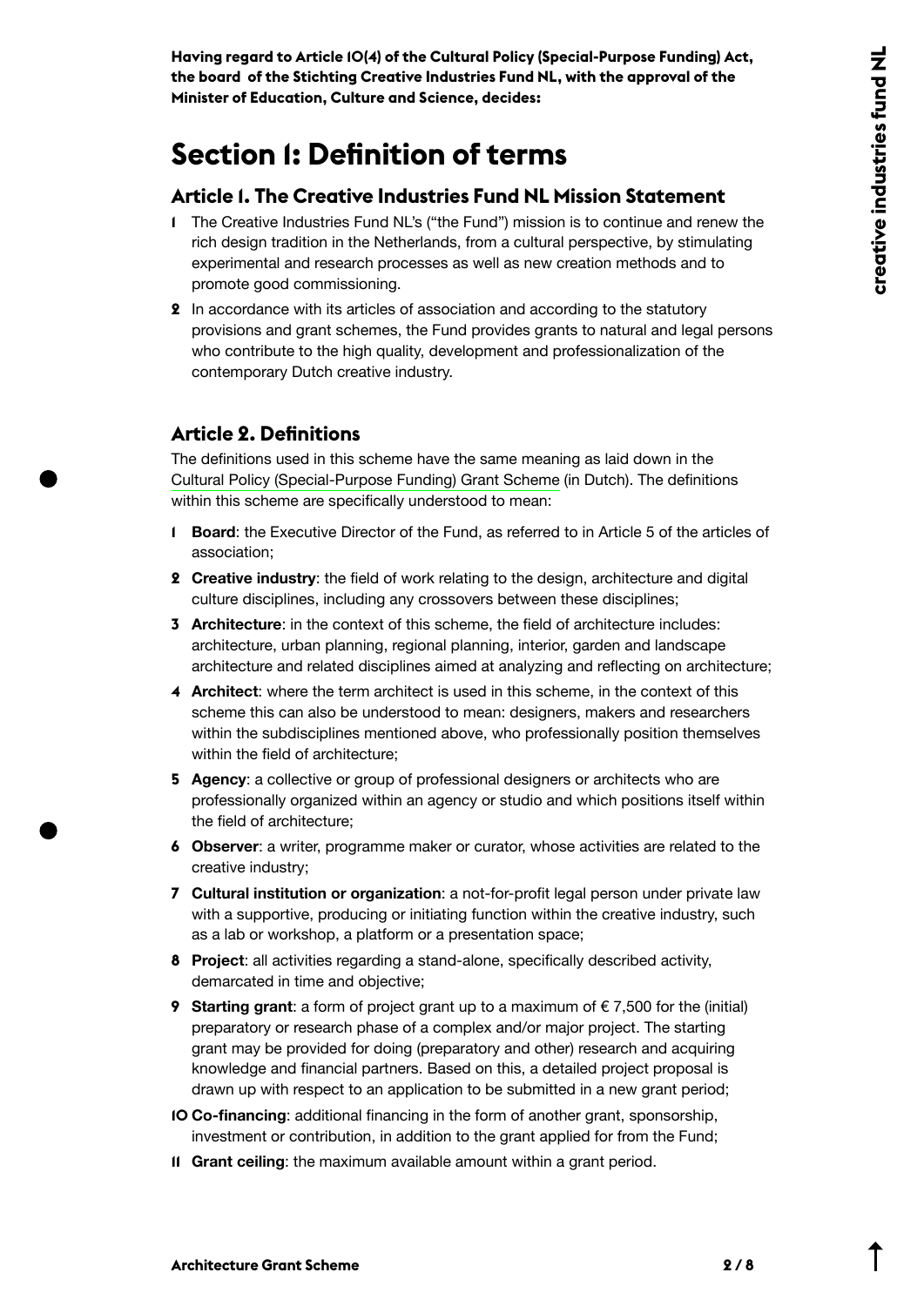**Having regard to Article 10(4) of the Cultural Policy (Special-Purpose Funding) Act, the board of the Stichting Creative Industries Fund NL, with the approval of the Minister of Education, Culture and Science, decides:**

# Section 1: Definition of terms

## Article 1. The Creative Industries Fund NL Mission Statement

1. The Creative Industries Fund NL's ("the Fund") mission is to continue and renew the rich design tradition in the Netherlands, from a cultural perspective, by stimulating experimental and research processes as well as new creation methods and to promote good commissioning.
2. In accordance with its articles of association and according to the statutory provisions and grant schemes, the Fund provides grants to natural and legal persons who contribute to the high quality, development and professionalization of the contemporary Dutch creative industry.

## Article 2. Definitions

The definitions used in this scheme have the same meaning as laid down in the Cultural Policy (Special-Purpose Funding) Grant Scheme (in Dutch). The definitions within this scheme are specifically understood to mean:

1. **Board**: the Executive Director of the Fund, as referred to in Article 5 of the articles of association;
2. **Creative industry**: the field of work relating to the design, architecture and digital culture disciplines, including any crossovers between these disciplines;
3. **Architecture**: in the context of this scheme, the field of architecture includes: architecture, urban planning, regional planning, interior, garden and landscape architecture and related disciplines aimed at analyzing and reflecting on architecture;
4. **Architect**: where the term architect is used in this scheme, in the context of this scheme this can also be understood to mean: designers, makers and researchers within the subdisciplines mentioned above, who professionally position themselves within the field of architecture;
5. **Agency**: a collective or group of professional designers or architects who are professionally organized within an agency or studio and which positions itself within the field of architecture;
6. **Observer**: a writer, programme maker or curator, whose activities are related to the creative industry;
7. **Cultural institution or organization**: a not-for-profit legal person under private law with a supportive, producing or initiating function within the creative industry, such as a lab or workshop, a platform or a presentation space;
8. **Project**: all activities regarding a stand-alone, specifically described activity, demarcated in time and objective;
9. **Starting grant**: a form of project grant up to a maximum of € 7,500 for the (initial) preparatory or research phase of a complex and/or major project. The starting grant may be provided for doing (preparatory and other) research and acquiring knowledge and financial partners. Based on this, a detailed project proposal is drawn up with respect to an application to be submitted in a new grant period;
10. **Co-financing**: additional financing in the form of another grant, sponsorship, investment or contribution, in addition to the grant applied for from the Fund;
11. **Grant ceiling**: the maximum available amount within a grant period.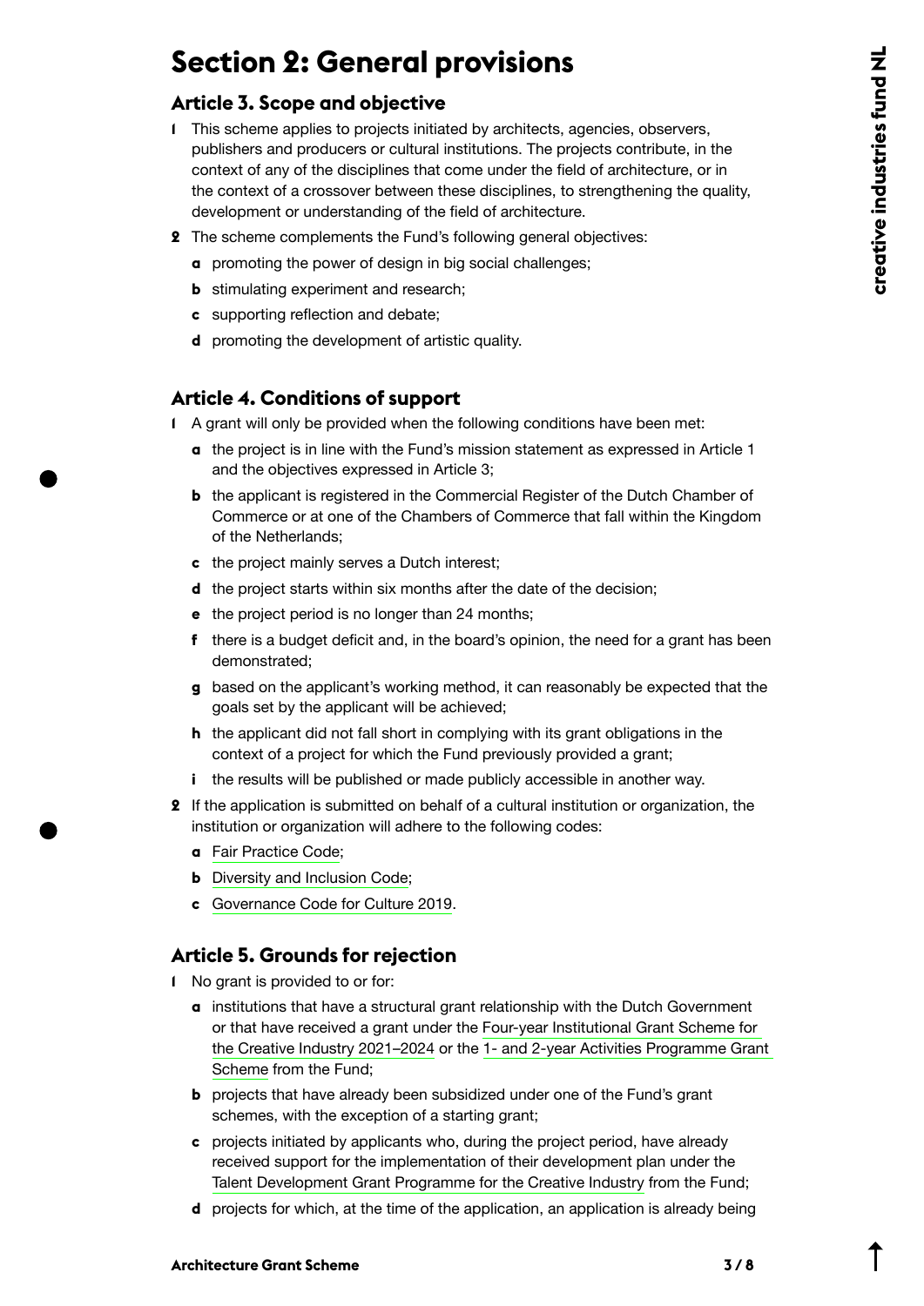# Section 2: General provisions

## Article 3. Scope and objective

1 This scheme applies to projects initiated by architects, agencies, observers, publishers and producers or cultural institutions. The projects contribute, in the context of any of the disciplines that come under the field of architecture, or in the context of a crossover between these disciplines, to strengthening the quality, development or understanding of the field of architecture.

2 The scheme complements the Fund's following general objectives:

- **a** promoting the power of design in big social challenges;
- **b** stimulating experiment and research;
- **c** supporting reflection and debate;
- **d** promoting the development of artistic quality.

## Article 4. Conditions of support

1 A grant will only be provided when the following conditions have been met:

- **a** the project is in line with the Fund's mission statement as expressed in Article 1 and the objectives expressed in Article 3;
- **b** the applicant is registered in the Commercial Register of the Dutch Chamber of Commerce or at one of the Chambers of Commerce that fall within the Kingdom of the Netherlands;
- **c** the project mainly serves a Dutch interest;
- **d** the project starts within six months after the date of the decision;
- **e** the project period is no longer than 24 months;
- **f** there is a budget deficit and, in the board's opinion, the need for a grant has been demonstrated;
- **g** based on the applicant's working method, it can reasonably be expected that the goals set by the applicant will be achieved;
- **h** the applicant did not fall short in complying with its grant obligations in the context of a project for which the Fund previously provided a grant;
- **i** the results will be published or made publicly accessible in another way.

2 If the application is submitted on behalf of a cultural institution or organization, the institution or organization will adhere to the following codes:

- **a** Fair Practice Code;
- **b** Diversity and Inclusion Code;
- **c** Governance Code for Culture 2019.

## Article 5. Grounds for rejection

1 No grant is provided to or for:

- **a** institutions that have a structural grant relationship with the Dutch Government or that have received a grant under the Four-year Institutional Grant Scheme for the Creative Industry 2021–2024 or the 1- and 2-year Activities Programme Grant Scheme from the Fund;
- **b** projects that have already been subsidized under one of the Fund's grant schemes, with the exception of a starting grant;
- **c** projects initiated by applicants who, during the project period, have already received support for the implementation of their development plan under the Talent Development Grant Programme for the Creative Industry from the Fund;
- **d** projects for which, at the time of the application, an application is already being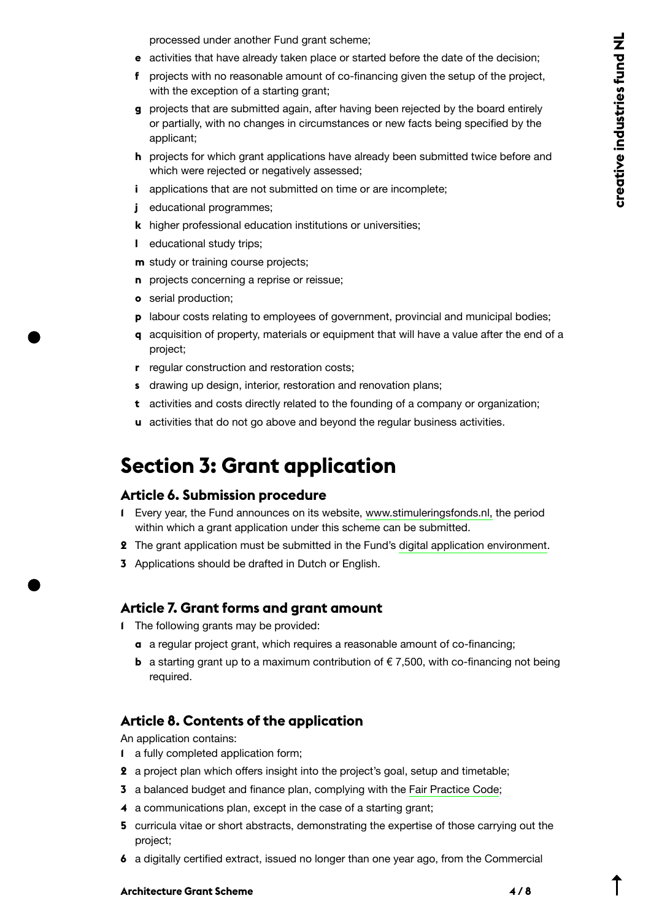processed under another Fund grant scheme;

- **e** activities that have already taken place or started before the date of the decision;
- **f** projects with no reasonable amount of co-financing given the setup of the project, with the exception of a starting grant;
- **g** projects that are submitted again, after having been rejected by the board entirely or partially, with no changes in circumstances or new facts being specified by the applicant;
- **h** projects for which grant applications have already been submitted twice before and which were rejected or negatively assessed;
- **i** applications that are not submitted on time or are incomplete;
- **j** educational programmes;
- **k** higher professional education institutions or universities;
- **l** educational study trips;
- **m** study or training course projects;
- **n** projects concerning a reprise or reissue;
- **o** serial production;
- **p** labour costs relating to employees of government, provincial and municipal bodies;
- **q** acquisition of property, materials or equipment that will have a value after the end of a project;
- **r** regular construction and restoration costs;
- **s** drawing up design, interior, restoration and renovation plans;
- **t** activities and costs directly related to the founding of a company or organization;
- **u** activities that do not go above and beyond the regular business activities.

# Section 3: Grant application

## Article 6. Submission procedure

1. Every year, the Fund announces on its website, www.stimuleringsfonds.nl, the period within which a grant application under this scheme can be submitted.
2. The grant application must be submitted in the Fund's digital application environment.
3. Applications should be drafted in Dutch or English.

## Article 7. Grant forms and grant amount

1. The following grants may be provided:
   - **a** a regular project grant, which requires a reasonable amount of co-financing;
   - **b** a starting grant up to a maximum contribution of € 7,500, with co-financing not being required.

## Article 8. Contents of the application

An application contains:

1. a fully completed application form;
2. a project plan which offers insight into the project's goal, setup and timetable;
3. a balanced budget and finance plan, complying with the Fair Practice Code;
4. a communications plan, except in the case of a starting grant;
5. curricula vitae or short abstracts, demonstrating the expertise of those carrying out the project;
6. a digitally certified extract, issued no longer than one year ago, from the Commercial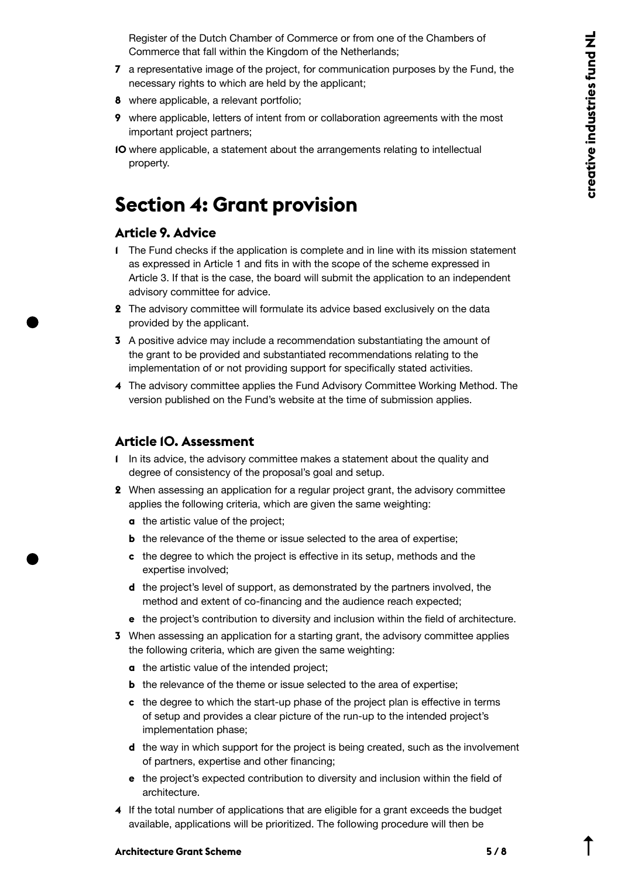Register of the Dutch Chamber of Commerce or from one of the Chambers of Commerce that fall within the Kingdom of the Netherlands;

7 a representative image of the project, for communication purposes by the Fund, the necessary rights to which are held by the applicant;

8 where applicable, a relevant portfolio;

9 where applicable, letters of intent from or collaboration agreements with the most important project partners;

10 where applicable, a statement about the arrangements relating to intellectual property.

# Section 4: Grant provision

## Article 9. Advice

1 The Fund checks if the application is complete and in line with its mission statement as expressed in Article 1 and fits in with the scope of the scheme expressed in Article 3. If that is the case, the board will submit the application to an independent advisory committee for advice.

2 The advisory committee will formulate its advice based exclusively on the data provided by the applicant.

3 A positive advice may include a recommendation substantiating the amount of the grant to be provided and substantiated recommendations relating to the implementation of or not providing support for specifically stated activities.

4 The advisory committee applies the Fund Advisory Committee Working Method. The version published on the Fund's website at the time of submission applies.

## Article 10. Assessment

1 In its advice, the advisory committee makes a statement about the quality and degree of consistency of the proposal's goal and setup.

2 When assessing an application for a regular project grant, the advisory committee applies the following criteria, which are given the same weighting:

   a the artistic value of the project;

   b the relevance of the theme or issue selected to the area of expertise;

   c the degree to which the project is effective in its setup, methods and the expertise involved;

   d the project's level of support, as demonstrated by the partners involved, the method and extent of co-financing and the audience reach expected;

   e the project's contribution to diversity and inclusion within the field of architecture.

3 When assessing an application for a starting grant, the advisory committee applies the following criteria, which are given the same weighting:

   a the artistic value of the intended project;

   b the relevance of the theme or issue selected to the area of expertise;

   c the degree to which the start-up phase of the project plan is effective in terms of setup and provides a clear picture of the run-up to the intended project's implementation phase;

   d the way in which support for the project is being created, such as the involvement of partners, expertise and other financing;

   e the project's expected contribution to diversity and inclusion within the field of architecture.

4 If the total number of applications that are eligible for a grant exceeds the budget available, applications will be prioritized. The following procedure will then be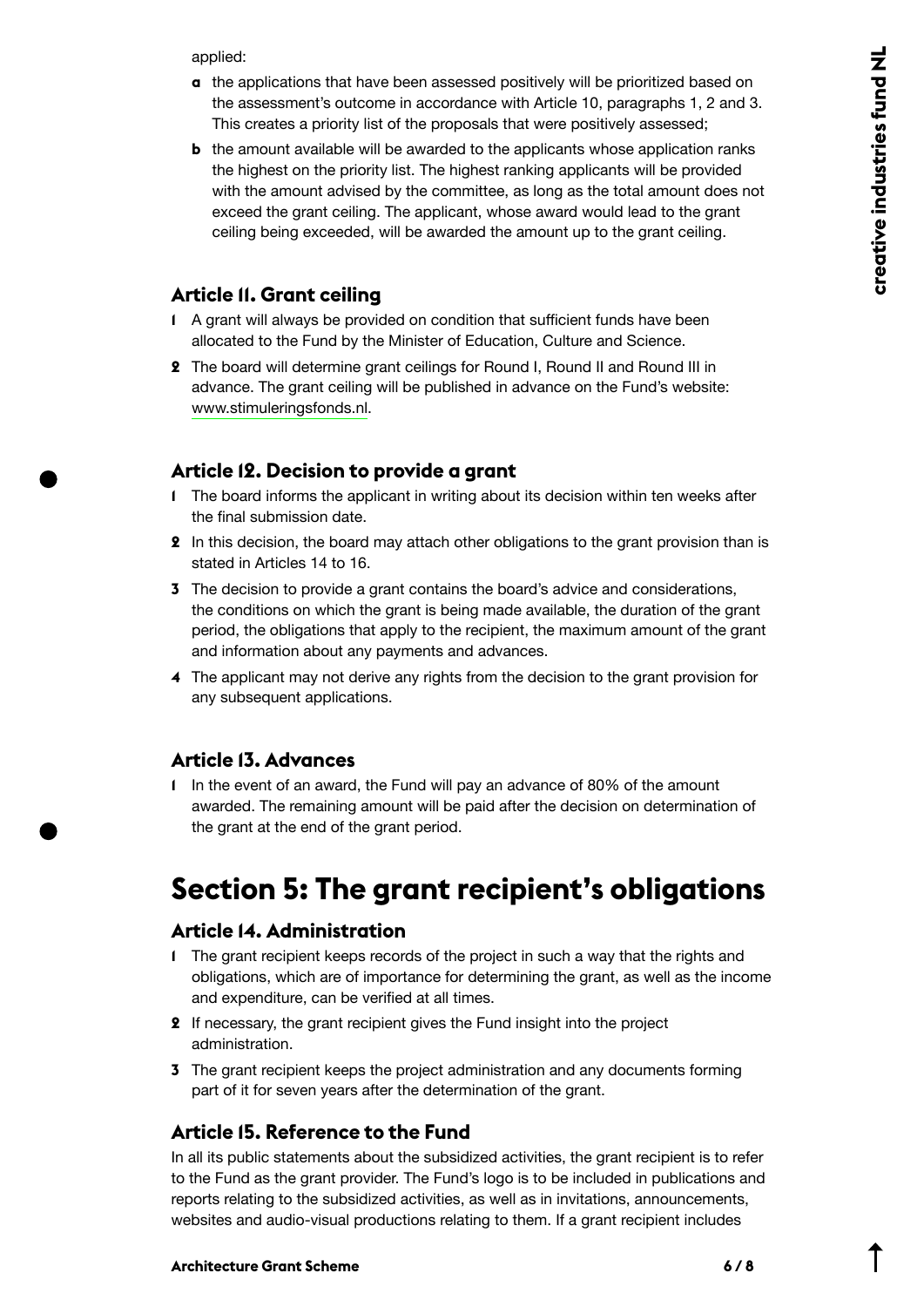applied:

- **a** the applications that have been assessed positively will be prioritized based on the assessment's outcome in accordance with Article 10, paragraphs 1, 2 and 3. This creates a priority list of the proposals that were positively assessed;
- **b** the amount available will be awarded to the applicants whose application ranks the highest on the priority list. The highest ranking applicants will be provided with the amount advised by the committee, as long as the total amount does not exceed the grant ceiling. The applicant, whose award would lead to the grant ceiling being exceeded, will be awarded the amount up to the grant ceiling.

### Article 11. Grant ceiling

1. A grant will always be provided on condition that sufficient funds have been allocated to the Fund by the Minister of Education, Culture and Science.
2. The board will determine grant ceilings for Round I, Round II and Round III in advance. The grant ceiling will be published in advance on the Fund's website: www.stimuleringsfonds.nl.

### Article 12. Decision to provide a grant

1. The board informs the applicant in writing about its decision within ten weeks after the final submission date.
2. In this decision, the board may attach other obligations to the grant provision than is stated in Articles 14 to 16.
3. The decision to provide a grant contains the board's advice and considerations, the conditions on which the grant is being made available, the duration of the grant period, the obligations that apply to the recipient, the maximum amount of the grant and information about any payments and advances.
4. The applicant may not derive any rights from the decision to the grant provision for any subsequent applications.

### Article 13. Advances

1. In the event of an award, the Fund will pay an advance of 80% of the amount awarded. The remaining amount will be paid after the decision on determination of the grant at the end of the grant period.

## Section 5: The grant recipient's obligations

### Article 14. Administration

1. The grant recipient keeps records of the project in such a way that the rights and obligations, which are of importance for determining the grant, as well as the income and expenditure, can be verified at all times.
2. If necessary, the grant recipient gives the Fund insight into the project administration.
3. The grant recipient keeps the project administration and any documents forming part of it for seven years after the determination of the grant.

### Article 15. Reference to the Fund

In all its public statements about the subsidized activities, the grant recipient is to refer to the Fund as the grant provider. The Fund's logo is to be included in publications and reports relating to the subsidized activities, as well as in invitations, announcements, websites and audio-visual productions relating to them. If a grant recipient includes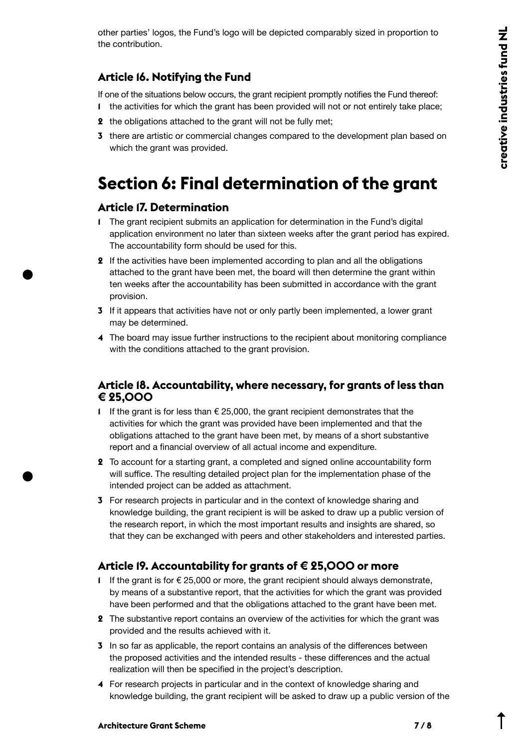other parties' logos, the Fund's logo will be depicted comparably sized in proportion to the contribution.

### Article 16. Notifying the Fund

If one of the situations below occurs, the grant recipient promptly notifies the Fund thereof:

1 the activities for which the grant has been provided will not or not entirely take place;
2 the obligations attached to the grant will not be fully met;
3 there are artistic or commercial changes compared to the development plan based on which the grant was provided.

## Section 6: Final determination of the grant

### Article 17. Determination

1 The grant recipient submits an application for determination in the Fund's digital application environment no later than sixteen weeks after the grant period has expired. The accountability form should be used for this.
2 If the activities have been implemented according to plan and all the obligations attached to the grant have been met, the board will then determine the grant within ten weeks after the accountability has been submitted in accordance with the grant provision.
3 If it appears that activities have not or only partly been implemented, a lower grant may be determined.
4 The board may issue further instructions to the recipient about monitoring compliance with the conditions attached to the grant provision.

### Article 18. Accountability, where necessary, for grants of less than € 25,000

1 If the grant is for less than € 25,000, the grant recipient demonstrates that the activities for which the grant was provided have been implemented and that the obligations attached to the grant have been met, by means of a short substantive report and a financial overview of all actual income and expenditure.
2 To account for a starting grant, a completed and signed online accountability form will suffice. The resulting detailed project plan for the implementation phase of the intended project can be added as attachment.
3 For research projects in particular and in the context of knowledge sharing and knowledge building, the grant recipient is will be asked to draw up a public version of the research report, in which the most important results and insights are shared, so that they can be exchanged with peers and other stakeholders and interested parties.

### Article 19. Accountability for grants of € 25,000 or more

1 If the grant is for € 25,000 or more, the grant recipient should always demonstrate, by means of a substantive report, that the activities for which the grant was provided have been performed and that the obligations attached to the grant have been met.
2 The substantive report contains an overview of the activities for which the grant was provided and the results achieved with it.
3 In so far as applicable, the report contains an analysis of the differences between the proposed activities and the intended results - these differences and the actual realization will then be specified in the project's description.
4 For research projects in particular and in the context of knowledge sharing and knowledge building, the grant recipient will be asked to draw up a public version of the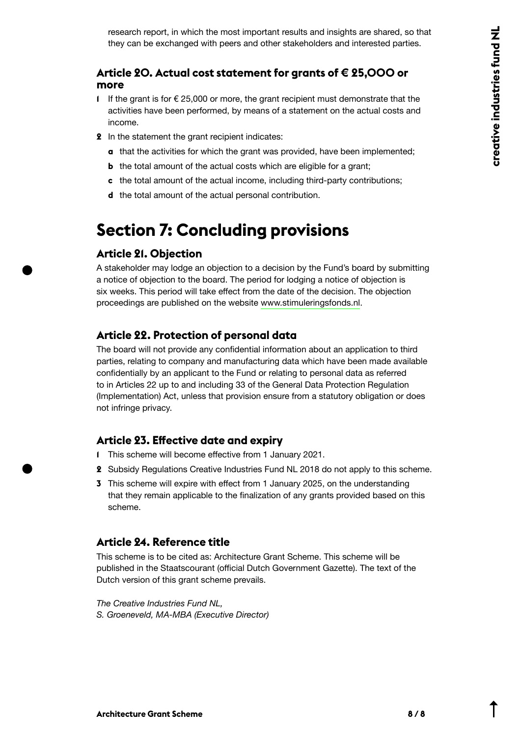research report, in which the most important results and insights are shared, so that they can be exchanged with peers and other stakeholders and interested parties.

### Article 20. Actual cost statement for grants of € 25,000 or more

1. If the grant is for € 25,000 or more, the grant recipient must demonstrate that the activities have been performed, by means of a statement on the actual costs and income.
2. In the statement the grant recipient indicates:
   - **a** that the activities for which the grant was provided, have been implemented;
   - **b** the total amount of the actual costs which are eligible for a grant;
   - **c** the total amount of the actual income, including third-party contributions;
   - **d** the total amount of the actual personal contribution.

## Section 7: Concluding provisions

### Article 21. Objection

A stakeholder may lodge an objection to a decision by the Fund's board by submitting a notice of objection to the board. The period for lodging a notice of objection is six weeks. This period will take effect from the date of the decision. The objection proceedings are published on the website www.stimuleringsfonds.nl.

### Article 22. Protection of personal data

The board will not provide any confidential information about an application to third parties, relating to company and manufacturing data which have been made available confidentially by an applicant to the Fund or relating to personal data as referred to in Articles 22 up to and including 33 of the General Data Protection Regulation (Implementation) Act, unless that provision ensure from a statutory obligation or does not infringe privacy.

### Article 23. Effective date and expiry

1. This scheme will become effective from 1 January 2021.
2. Subsidy Regulations Creative Industries Fund NL 2018 do not apply to this scheme.
3. This scheme will expire with effect from 1 January 2025, on the understanding that they remain applicable to the finalization of any grants provided based on this scheme.

### Article 24. Reference title

This scheme is to be cited as: Architecture Grant Scheme. This scheme will be published in the Staatscourant (official Dutch Government Gazette). The text of the Dutch version of this grant scheme prevails.

*The Creative Industries Fund NL,*
*S. Groeneveld, MA-MBA (Executive Director)*